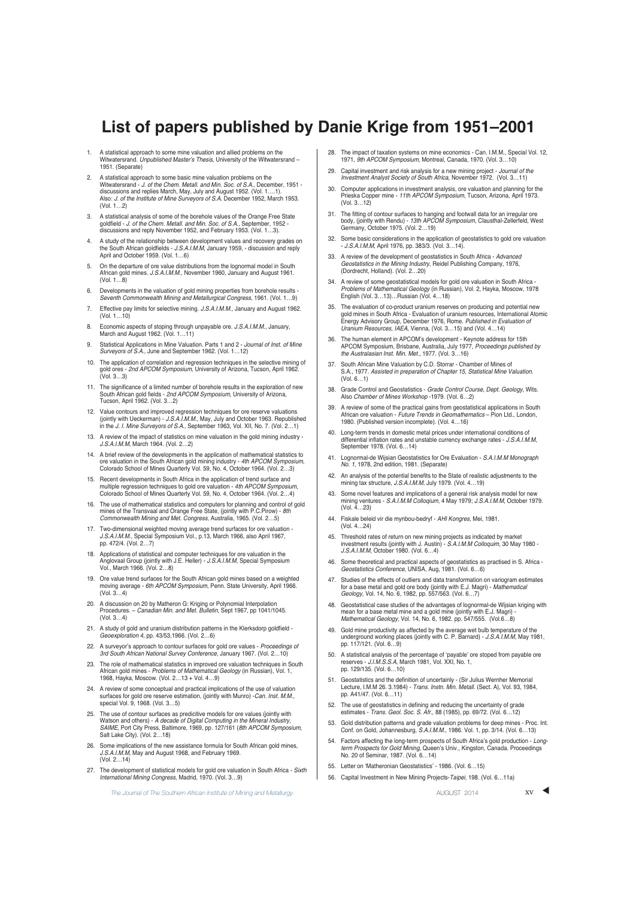# List of papers published by Danie Krige from 1951–2001

1. A statistical approach to some mine valuation and allied problems on the Witwatersrand. *Unpublished Master's Thesis*, University of the Witwatersrand – 1951. (Separate)
2. A statistical approach to some basic mine valuation problems on the Witwatersrand - *J. of the Chem. Metall. and Min. Soc. of S.A.*, December, 1951 - discussions and replies March, May, July and August 1952. (Vol. 1….1). Also: *J. of the Institute of Mine Surveyors of S.A.* December 1952, March 1953. (Vol. 1…2)
3. A statistical analysis of some of the borehole values of the Orange Free State goldfield - *J. of the Chem. Metall. and Min. Soc. of S.A.*, September, 1952 - discussions and reply November 1952, and February 1953. (Vol. 1…3).
4. A study of the relationship between development values and recovery grades on the South African goldfields - *J.S.A.I.M.M*, January 1959, - discussion and reply April and October 1959. (Vol. 1…6)
5. On the departure of ore value distributions from the lognormal model in South African gold mines. *J.S.A.I.M.M.*, November 1960, January and August 1961. (Vol. 1…8)
6. Developments in the valuation of gold mining properties from borehole results - *Seventh Commonwealth Mining and Metallurgical Congress*, 1961. (Vol. 1…9)
7. Effective pay limits for selective mining. *J.S.A.I.M.M.*, January and August 1962. (Vol. 1…10)
8. Economic aspects of stoping through unpayable ore. *J.S.A.I.M.M.*, January, March and August 1962. (Vol. 1…11)
9. Statistical Applications in Mine Valuation. Parts 1 and 2 - *Journal of Inst. of Mine Surveyors of S.A.*, June and September 1962. (Vol. 1…12)
10. The application of correlation and regression techniques in the selective mining of gold ores - *2nd APCOM Symposium*, University of Arizona, Tucson, April 1962. (Vol. 3…3)
11. The significance of a limited number of borehole results in the exploration of new South African gold fields - *2nd APCOM Symposium*, University of Arizona, Tucson, April 1962. (Vol. 3…2)
12. Value contours and improved regression techniques for ore reserve valuations (jointly with Ueckerman) - *J.S.A.I.M.M.*, May, July and October 1963. Republished in the *J. I. Mine Surveyors of S.A.*, September 1963, Vol. XII, No. 7. (Vol. 2…1)
13. A review of the impact of statistics on mine valuation in the gold mining industry - *J.S.A.I.M.M*, March 1964. (Vol. 2…2)
14. A brief review of the developments in the application of mathematical statistics to ore valuation in the South African gold mining industry - *4th APCOM Symposium*, Colorado School of Mines Quarterly Vol. 59, No. 4, October 1964. (Vol. 2…3)
15. Recent developments in South Africa in the application of trend surface and multiple regression techniques to gold ore valuation - *4th APCOM Symposium*, Colorado School of Mines Quarterly Vol. 59, No. 4, October 1964. (Vol. 2…4)
16. The use of mathematical statistics and computers for planning and control of gold mines of the Transvaal and Orange Free State, (jointly with P.C.Pirow) - *8th Commonwealth Mining and Met. Congress*, Australia, 1965. (Vol. 2…5)
17. Two-dimensional weighted moving average trend surfaces for ore valuation - *J.S.A.I.M.M.*, Special Symposium Vol., p.13, March 1966, also April 1967, pp. 472/4. (Vol. 2…7)
18. Applications of statistical and computer techniques for ore valuation in the Anglovaal Group (jointly with J.E. Heller) - *J.S.A.I.M.M*, Special Symposium Vol., March 1966. (Vol. 2…8)
19. Ore value trend surfaces for the South African gold mines based on a weighted moving average - *6th APCOM Symposium*, Penn. State University, April 1966. (Vol. 3…4)
20. A discussion on 20 by Matheron G: Kriging or Polynomial Interpolation Procedures. – *Canadian Min. and Met. Bulletin*, Sept 1967, pp 1041/1045. (Vol. 3…4)
21. A study of gold and uranium distribution patterns in the Klerksdorp goldfield - *Geoexploration 4*, pp. 43/53,1966. (Vol. 2…6)
22. A surveyor's approach to contour surfaces for gold ore values - *Proceedings of 3rd South African National Survey Conference*, January 1967. (Vol. 2…10)
23. The role of mathematical statistics in improved ore valuation techniques in South African gold mines - *Problems of Mathematical Geology* (in Russian), Vol. 1, 1968, Hayka, Moscow. (Vol. 2…13 + Vol. 4…9)
24. A review of some conceptual and practical implications of the use of valuation surfaces for gold ore reserve estimation, (jointly with Munro) -*Can. Inst. M.M.*, special Vol. 9, 1968. (Vol. 3…5)
25. The use of contour surfaces as predicitive models for ore values (jointly with Watson and others) - *A decade of Digital Computing in the Mineral Industry*, *SAIME*, Port City Press, Baltimore, 1969, pp. 127/161 (*8th APCOM Symposium*, Salt Lake City). (Vol. 2…18)
26. Some implications of the new assistance formula for South African gold mines, *J.S.A.I.M.M*, May and August 1968, and February 1969. (Vol. 2…14)
27. The development of statistical models for gold ore valuation in South Africa - *Sixth International Mining Congress*, Madrid, 1970. (Vol. 3…9)
28. The impact of taxation systems on mine economics - Can. I.M.M., Special Vol. 12, 1971, *9th APCOM Symposium*, Montreal, Canada, 1970. (Vol. 3…10)
29. Capital investment and risk analysis for a new mining project - *Journal of the Investment Analyst Society of South Africa*, November 1972. (Vol. 3…11)
30. Computer applications in investment analysis, ore valuation and planning for the Prieska Copper mine - *11th APCOM Symposium*, Tucson, Arizona, April 1973. (Vol. 3…12)
31. The fitting of contour surfaces to hanging and footwall data for an irregular ore body, (jointly with Rendu) - *13th APCOM Symposium*, Clausthal-Zellerfeld, West Germany, October 1975. (Vol. 2…19)
32. Some basic considerations in the application of geostatistics to gold ore valuation - *J.S.A.I.M.M*, April 1976, pp. 383/3. (Vol. 3…14).
33. A review of the development of geostatistics in South Africa - *Advanced Geostatistics in the Mining Industry*, Reidel Publishing Company, 1976, (Dordrecht, Holland). (Vol. 2…20)
34. A review of some geostatistical models for gold ore valuation in South Africa - *Problems of Mathematical Geology* (in Russian), Vol. 2, Hayka, Moscow, 1978 English (Vol. 3…13)…Russian (Vol. 4…18)
35. The evaluation of co-product uranium reserves on producing and potential new gold mines in South Africa - Evaluation of uranium resources, International Atomic Energy Advisory Group, December 1976, Rome. *Published in Evaluation of Uranium Resources, IAEA*, Vienna, (Vol. 3…15) and (Vol. 4…14)
36. The human element in APCOM's development - Keynote address for 15th APCOM Symposium, Brisbane, Australia, July 1977, *Proceedings published by the Australasian Inst. Min. Met.*, 1977. (Vol. 3…16)
37. South African Mine Valuation by C.D. Storrar - Chamber of Mines of S.A., 1977. *Assisted in preparation of Chapter 15, Statistical Mine Valuation.* (Vol. 6…1)
38. Grade Control and Geostatistics - *Grade Control Course, Dept. Geology*, Wits. Also *Chamber of Mines Workshop* -1979. (Vol. 6…2)
39. A review of some of the practical gains from geostatistical applications in South African ore valuation - *Future Trends in Geomathematics* – Pion Ltd., London, 1980. (Published version incomplete). (Vol. 4…16)
40. Long-term trends in domestic metal prices under international conditions of differential inflation rates and unstable currency exchange rates - *J.S.A.I.M.M*, September 1978. (Vol. 6…14)
41. Lognormal-de Wijsian Geostatistics for Ore Evaluation - *S.A.I.M.M Monograph No. 1*, 1978, 2nd edition, 1981. (Separate)
42. An analysis of the potential benefits to the State of realistic adjustments to the mining tax structure, *J.S.A.I.M.M*, July 1979. (Vol. 4…19)
43. Some novel features and implications of a general risk analysis model for new mining ventures - *S.A.I.M.M Colloqium*, 4 May 1979; *J.S.A.I.M.M*, October 1979. (Vol. 4…23)
44. Fiskale beleid vir die mynbou-bedryf - *AHI Kongres*, Mei, 1981. (Vol. 4…24)
45. Threshold rates of return on new mining projects as indicated by market investment results (jointly with J. Austin) - *S.A.I.M.M Colloquim*, 30 May 1980 - *J.S.A.I.M.M*, October 1980. (Vol. 6…4)
46. Some theoretical and practical aspects of geostatistics as practised in S. Africa - *Geostatistics Conference*, UNISA, Aug, 1981. (Vol. 6…6)
47. Studies of the effects of outliers and data transformation on variogram estimates for a base metal and gold ore body (jointly with E.J. Magri) - *Mathematical Geology*, Vol. 14, No. 6, 1982, pp. 557/563. (Vol. 6…7)
48. Geostatistical case studies of the advantages of lognormal-de Wijsian kriging with mean for a base metal mine and a gold mine (jointly with E.J. Magri) - *Mathematical Geology*, Vol. 14, No. 6, 1982. pp. 547/555. (Vol.6…8)
49. Gold mine productivity as affected by the average wet bulb temperature of the underground working places (jointly with C. P. Barnard) - *J.S.A.I.M.M*, May 1981, pp. 117/121. (Vol. 6…9)
50. A statistical analysis of the percentage of 'payable' ore stoped from payable ore reserves - *J.I.M.S.S.A*, March 1981, Vol. XXI, No. 1, pp. 129/135. (Vol. 6…10)
51. Geostatistics and the definition of uncertainly - (Sir Julius Wernher Memorial Lecture, I.M.M 26. 3.1984) - *Trans. Instn. Min. Metall.* (Sect. A), Vol. 93, 1984, pp. A41/47. (Vol. 6…11)
52. The use of geostatistics in defining and reducing the uncertainty of grade estimates - *Trans. Geol. Soc. S. Afr.*, 88 (1985), pp. 69/72. (Vol. 6…12)
53. Gold distribution patterns and grade valuation problems for deep mines - Proc. Int. Conf. on Gold, Johannesburg, *S.A.I.M.M.*, 1986. Vol. 1, pp. 3/14. (Vol. 6…13)
54. Factors affecting the long-term prospects of South Africa's gold production - *Long-term Prospects for Gold Mining*, Queen's Univ., Kingston, Canada. Proceedings No. 20 of Seminar, 1987. (Vol. 6…14)
55. Letter on 'Matheronian Geostatistics' - 1986. (Vol. 6…15)
56. Capital Investment in New Mining Projects-*Taipei*, 198. (Vol. 6…11a)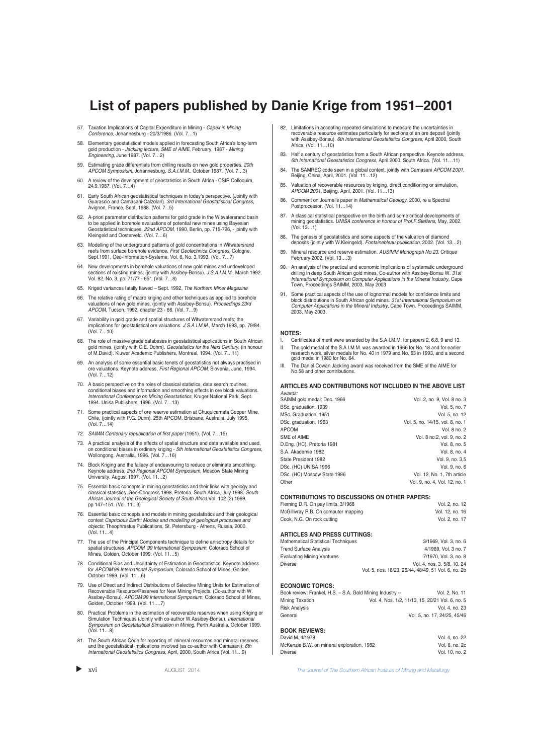# List of papers published by Danie Krige from 1951–2001

57. Taxation Implications of Capital Expenditure in Mining - *Capex in Mining Conference*, Johannesburg - 20/3/1986. (Vol. 7…1)
58. Elementary geostatistical models applied in forecasting South Africa's long-term gold production - *Jackling lecture, SME of AIME*, February, 1987 - *Mining Engineering*, June 1987. (Vol. 7…2)
59. Estimating grade differentials from drilling results on new gold properties. *20th APCOM Symposium*, Johannesburg, *S.A.I.M.M.*, October 1987. (Vol. 7…3)
60. A review of the development of geostatistics in South Africa - CSIR Colloquim, 24.9.1987. (Vol. 7…4)
61. Early South African geostatistical techniques in today's perspective. (Jointly with Guarascio and Camasani-Calzolari). *3rd International Geostatistical Congress*, Avignon, France, Sept, 1988. (Vol. 7...5)
62. A-priori parameter distribution patterns for gold grade in the Witwatersrand basin to be applied in borehole evaluations of potential new mines using Bayesian Geostatistical techniques. *22nd APCOM*, 1990, Berlin, pp. 715-726, - jointly with Kleingeld and Oosterveld. (Vol. 7…6)
63. Modelling of the underground patterns of gold concentrations in Witwatersrand reefs from surface borehole evidence. *First Geotechnica Congress*, Cologne, Sept.1991, Geo-Information-Systeme. Vol. 6, No. 3,1993. (Vol. 7…7)
64. New developments in borehole valuations of new gold mines and undeveloped sections of existing mines, (jointly with Assibey-Bonsu). *J.S.A.I.M.M.*, March 1992, Vol. 92, No. 3, pp. 71/77 - 65*. (Vol. 7…8)
65. Kriged variances fatally flawed – Sept. 1992, *The Northern Miner Magazine*
66. The relative rating of macro kriging and other techniques as applied to borehole valuations of new gold mines, (jointly with Assibey-Bonsu). *Proceedings 23rd APCOM*, Tucson, 1992, chapter 23 - 66. (Vol. 7…9)
67. Variability in gold grade and spatial structures of Witwatersrand reefs; the implications for geostatistical ore valuations. *J.S.A.I.M.M.*, March 1993, pp. 79/84. (Vol. 7…10)
68. The role of massive grade databases in geostatistical applications in South African gold mines, (jointly with C.E. Dohm). *Geostatistics for the Next Century*, (in honour of M.David). Kluwer Academic Publishers, Montreal, 1994. (Vol. 7…11)
69. An analysis of some essential basic tenets of geostatistics not always practised in ore valuations. Keynote address, *First Regional APCOM*, Slovenia, June, 1994. (Vol. 7…12)
70. A basic perspective on the roles of classical statistics, data search routines, conditional biases and information and smoothing effects in ore block valuations. *International Conference on Mining Geostatistics*, Kruger National Park, Sept. 1994. Unisa Publishers, 1996. (Vol. 7…13)
71. Some practical aspects of ore reserve estimation at Chuquicamata Copper Mine, Chile, (jointly with P.G. Dunn). 25th APCOM, Brisbane, Australia, July 1995. (Vol. 7…14)
72. *SAIMM Centenary republication of first paper* (1951). (Vol. 7…15)
73. A practical analysis of the effects of spatial structure and data available and used, on conditional biases in ordinary kriging - *5th International Geostatistics Congress*, Wollongong, Australia, 1996. (Vol. 7…16)
74. Block Kriging and the fallacy of endeavouring to reduce or eliminate smoothing. Keynote address, *2nd Regional APCOM Symposium*, Moscow State Mining University, August 1997. (Vol. 11…2)
75. Essential basic concepts in mining geostatistics and their links with geology and classical statistics. Geo-Congress 1998, Pretoria, South Africa, July 1998. *South African Journal of the Geological Society of South Africa*,Vol. 102 (2) 1999. pp 147–151. (Vol. 11...3)
76. Essential basic concepts and models in mining geostatistics and their geological context *Capricious Earth: Models and modelling of geological processes and objects*; Theophrastus Publications, St. Petersburg - Athens, Russia, 2000. (Vol. 11…4)
77. The use of the Principal Components technique to define anisotropy details for spatial structures. *APCOM '99 International Symposium*, Colorado School of Mines, Golden, October 1999. (Vol. 11…5)
78. Conditional Bias and Uncertainty of Estimation in Geostatistics. Keynote address for *APCOM'99 International Symposium*, Colorado School of Mines, Golden, October 1999. (Vol. 11…6)
79. Use of Direct and Indirect Distributions of Selective Mining Units for Estimation of Recoverable Resource/Reserves for New Mining Projects, (Co-author with W. Assibey-Bonsu). *APCOM'99 International Symposium*, Colorado School of Mines, Golden, October 1999. (Vol. 11….7)
80. Practical Problems in the estimation of recoverable reserves when using Kriging or Simulation Techniques (Jointly with co-author W.Assibey-Bonsu). *International Symposium on Geostatistical Simulation in Mining*, Perth Australia, October 1999. (Vol. 11…8)
81. The South African Code for reporting of mineral resources and mineral reserves and the geostatistical implications involved (as co-author with Camasani): *6th International Geostatistics Congress*, April, 2000, South Africa (Vol. 11…9)
82. Limitations in accepting repeated simulations to measure the uncertainties in recoverable resource estimates particularly for sections of an ore deposit (jointly with Assibey-Bonsu). *6th International Geostatistics Congress*, April 2000, South Africa. (Vol. 11…10)
83. Half a century of geostatistics from a South African perspective. Keynote address, *6th International Geostatistics Congress*, April 2000, South Africa. (Vol. 11…11)
84. The SAMREC code seen in a global context, jointly with Camasani *APCOM 2001*, Beijing, China, April, 2001. (Vol. 11…12)
85. Valuation of recoverable resources by kriging, direct conditioning or simulation, *APCOM 2001*, Beijing. April, 2001. (Vol. 11…13)
86. Comment on Journel's paper in *Mathematical Geology*, 2000, re a Spectral Postprocessor. (Vol. 11…14)
87. A classical statistical perspective on the birth and some critical developments of mining geostatistics. *UNISA conference in honour of Prof.F.Steffens*, May, 2002. (Vol. 13…1)
88. The genesis of geostatistics and some aspects of the valuation of diamond deposits (jointly with W.Kleingeld). *Fontainebleau publication*, 2002. (Vol. 13…2)
89. Mineral resource and reserve estimation. *AUSIMM Monograph No.23*. Critique February 2002. (Vol. 13….3)
90. An analysis of the practical and economic implications of systematic underground drilling in deep South African gold mines, Co-author with Assibey-Bonsu W. *31st International Symposium on Computer Applications in the Mineral Industry*, Cape Town. Proceedings SAIMM, 2003, May 2003
91. Some practical aspects of the use of lognormal models for confidence limits and block distributions in South African gold mines. *31st International Symposium on Computer Applications in the Mineral Industry*, Cape Town. Proceedings SAIMM, 2003, May 2003.

## NOTES:

I. Certificates of merit were awarded by the S.A.I.M.M. for papers 2, 6,8, 9 and 13.
II. The gold medal of the S.A.I.M.M. was awarded in 1966 for No. 18 and for earlier research work, silver medals for No. 40 in 1979 and No. 63 in 1993, and a second gold medal in 1980 for No. 64.
III. The Daniel Cowan Jackling award was received from the SME of the AIME for No.58 and other contributions.

## ARTICLES AND CONTRIBUTIONS NOT INCLUDED IN THE ABOVE LIST

*Awards:*

| | |
|---|---|
| SAIMM gold medal: Dec. 1966 | Vol. 2, no. 9, Vol. 8 no. 3 |
| BSc, graduation, 1939 | Vol. 5, no. 7 |
| MSc. Graduation, 1951 | Vol. 5, no. 12 |
| DSc, graduation, 1963 | Vol. 5, no. 14/15, vol. 8, no. 1 |
| APCOM | Vol. 8 no. 2 |
| SME of AIME | Vol. 8 no.2, vol. 9, no. 2 |
| D.Eng. (HC), Pretoria 1981 | Vol. 8, no. 5 |
| S.A. Akademie 1982 | Vol. 8, no. 4 |
| State President 1982 | Vol. 9, no. 3,5 |
| DSc. (HC) UNISA 1996 | Vol. 9, no. 6 |
| DSc. (HC) Moscow State 1996 | Vol. 12, No. 1, 7th article |
| Other | Vol. 9, no. 4, Vol. 12, no. 1 |

## CONTRIBUTIONS TO DISCUSSIONS ON OTHER PAPERS:

| | |
|---|---|
| Fleming D.R. On pay limits, 3/1968 | Vol. 2, no. 12 |
| McGillivray R.B. On computer mapping | Vol. 12, no. 16 |
| Cook, N.G. On rock cutting | Vol. 2, no. 17 |

## ARTICLES AND PRESS CUTTINGS:

| | |
|---|---|
| Mathematical Statistical Techniques | 3/1969, Vol. 3, no. 6 |
| Trend Surface Analysis | 4/1969, Vol. 3 no. 7 |
| Evaluating Mining Ventures | 7/1970, Vol. 3, no. 8 |
| Diverse | Vol. 4, nos. 3, 5/8, 10, 24<br>Vol. 5, nos. 18/23, 26/44, 48/49, 51 Vol. 6, no. 2b |

## ECONOMIC TOPICS:

| | |
|---|---|
| Book review: Frankel, H.S. – S.A. Gold Mining Industry -- | Vol. 2, No. 11 |
| Mining Taxation | Vol. 4, Nos. 1/2, 11/13, 15, 20/21 Vol. 6, no. 5 |
| Risk Analysis | Vol. 4, no. 23 |
| General | Vol. 5, no. 17, 24/25, 45/46 |

## BOOK REVIEWS:

| | |
|---|---|
| David M, 4/1978 | Vol. 4, no. 22 |
| McKenzie B.W. on mineral exploration, 1982 | Vol. 6, no. 2c |
| Diverse | Vol. 10, no. 2 |